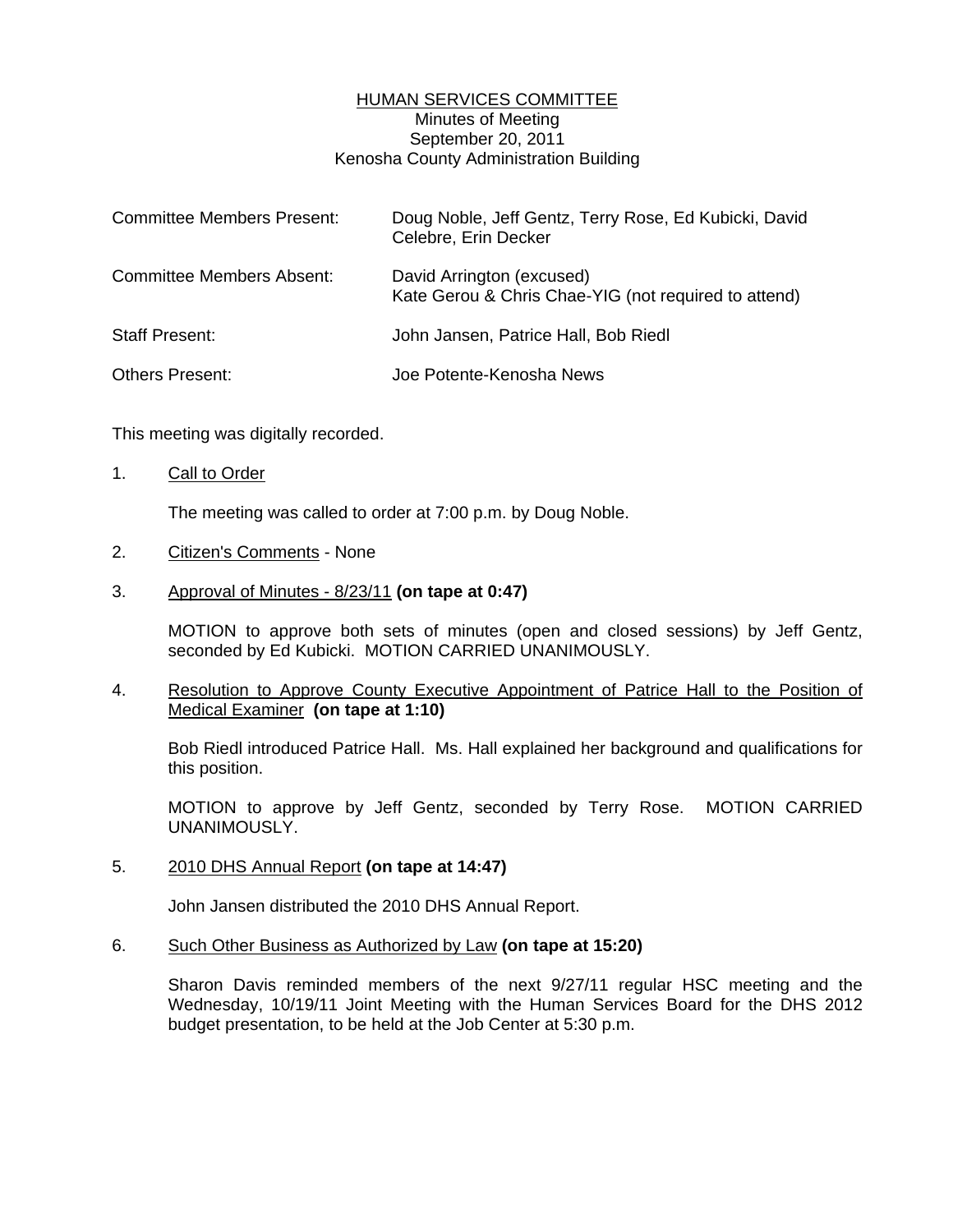# HUMAN SERVICES COMMITTEE

Minutes of Meeting
September 20, 2011
Kenosha County Administration Building

| | |
|---|---|
| Committee Members Present: | Doug Noble, Jeff Gentz, Terry Rose, Ed Kubicki, David Celebre, Erin Decker |
| Committee Members Absent: | David Arrington (excused)<br>Kate Gerou & Chris Chae-YIG (not required to attend) |
| Staff Present: | John Jansen, Patrice Hall, Bob Riedl |
| Others Present: | Joe Potente-Kenosha News |

This meeting was digitally recorded.

1. Call to Order

   The meeting was called to order at 7:00 p.m. by Doug Noble.

2. Citizen's Comments - None

3. Approval of Minutes - 8/23/11 **(on tape at 0:47)**

   MOTION to approve both sets of minutes (open and closed sessions) by Jeff Gentz, seconded by Ed Kubicki. MOTION CARRIED UNANIMOUSLY.

4. Resolution to Approve County Executive Appointment of Patrice Hall to the Position of Medical Examiner **(on tape at 1:10)**

   Bob Riedl introduced Patrice Hall. Ms. Hall explained her background and qualifications for this position.

   MOTION to approve by Jeff Gentz, seconded by Terry Rose. MOTION CARRIED UNANIMOUSLY.

5. 2010 DHS Annual Report **(on tape at 14:47)**

   John Jansen distributed the 2010 DHS Annual Report.

6. Such Other Business as Authorized by Law **(on tape at 15:20)**

   Sharon Davis reminded members of the next 9/27/11 regular HSC meeting and the Wednesday, 10/19/11 Joint Meeting with the Human Services Board for the DHS 2012 budget presentation, to be held at the Job Center at 5:30 p.m.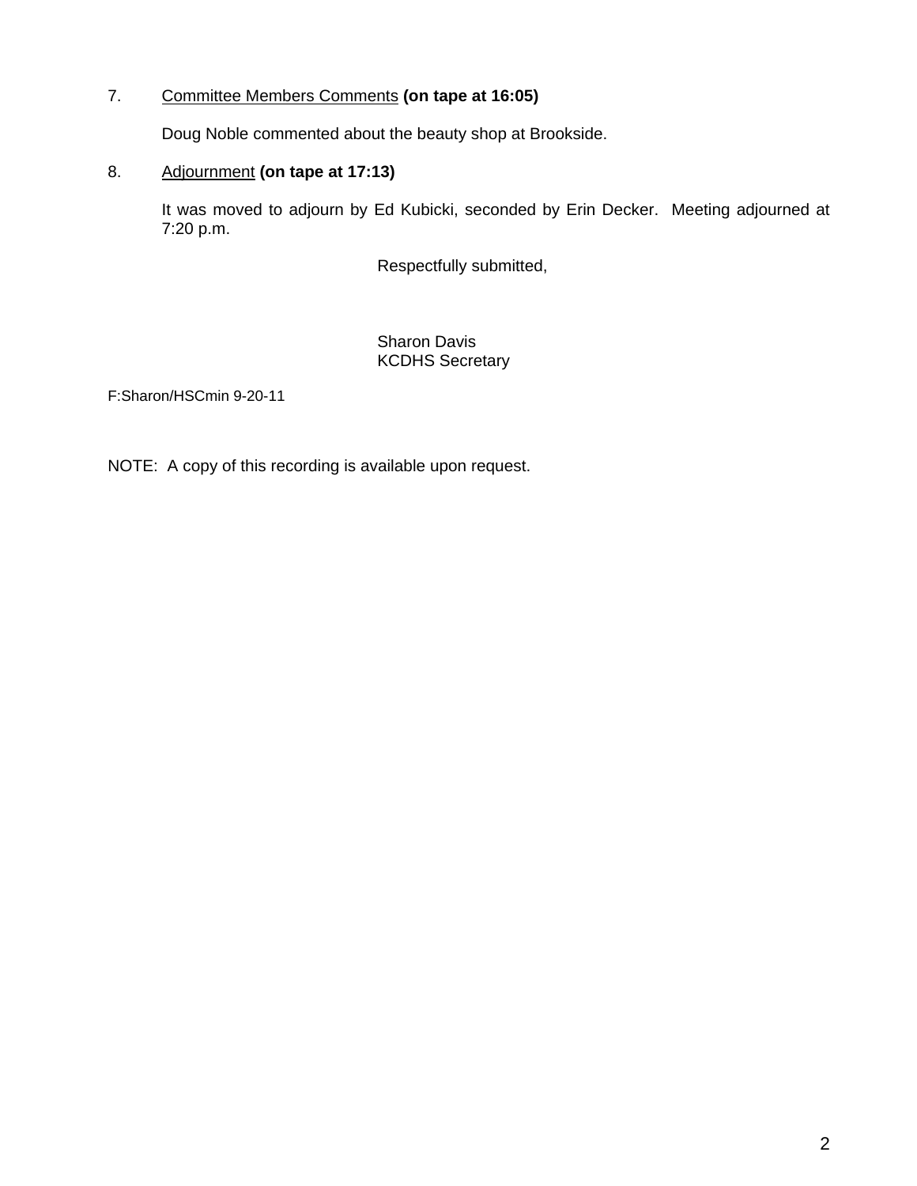7. <u>Committee Members Comments</u> **(on tape at 16:05)**

   Doug Noble commented about the beauty shop at Brookside.

8. <u>Adjournment</u> **(on tape at 17:13)**

   It was moved to adjourn by Ed Kubicki, seconded by Erin Decker. Meeting adjourned at 7:20 p.m.

Respectfully submitted,

Sharon Davis
KCDHS Secretary

F:Sharon/HSCmin 9-20-11

NOTE: A copy of this recording is available upon request.